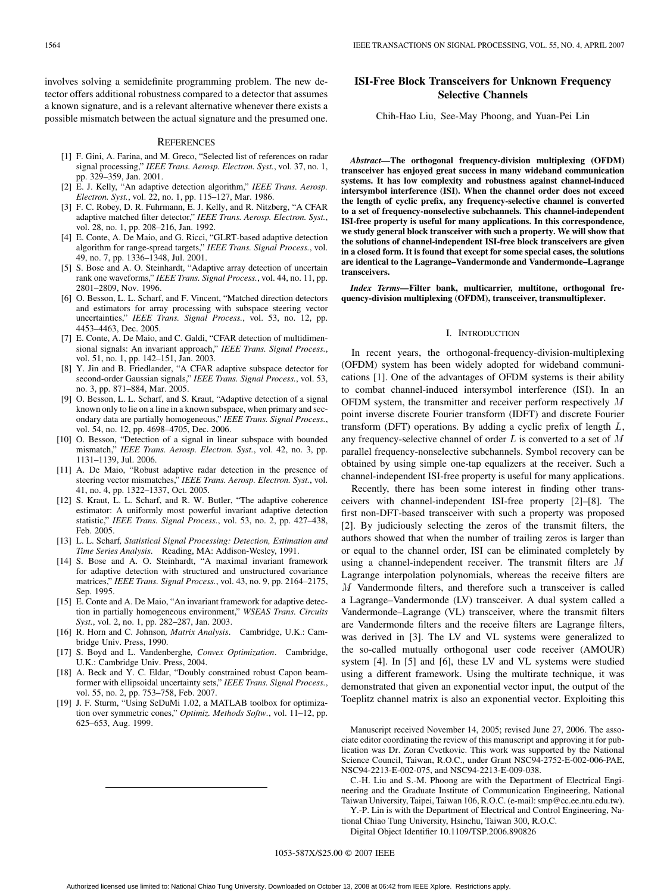involves solving a semidefinite programming problem. The new detector offers additional robustness compared to a detector that assumes a known signature, and is a relevant alternative whenever there exists a possible mismatch between the actual signature and the presumed one.

## References

[1] F. Gini, A. Farina, and M. Greco, "Selected list of references on radar signal processing," *IEEE Trans. Aerosp. Electron. Syst.*, vol. 37, no. 1, pp. 329–359, Jan. 2001.

[2] E. J. Kelly, "An adaptive detection algorithm," *IEEE Trans. Aerosp. Electron. Syst.*, vol. 22, no. 1, pp. 115–127, Mar. 1986.

[3] F. C. Robey, D. R. Fuhrmann, E. J. Kelly, and R. Nitzberg, "A CFAR adaptive matched filter detector," *IEEE Trans. Aerosp. Electron. Syst.*, vol. 28, no. 1, pp. 208–216, Jan. 1992.

[4] E. Conte, A. De Maio, and G. Ricci, "GLRT-based adaptive detection algorithm for range-spread targets," *IEEE Trans. Signal Process.*, vol. 49, no. 7, pp. 1336–1348, Jul. 2001.

[5] S. Bose and A. O. Steinhardt, "Adaptive array detection of uncertain rank one waveforms," *IEEE Trans. Signal Process.*, vol. 44, no. 11, pp. 2801–2809, Nov. 1996.

[6] O. Besson, L. L. Scharf, and F. Vincent, "Matched direction detectors and estimators for array processing with subspace steering vector uncertainties," *IEEE Trans. Signal Process.*, vol. 53, no. 12, pp. 4453–4463, Dec. 2005.

[7] E. Conte, A. De Maio, and C. Galdi, "CFAR detection of multidimensional signals: An invariant approach," *IEEE Trans. Signal Process.*, vol. 51, no. 1, pp. 142–151, Jan. 2003.

[8] Y. Jin and B. Friedlander, "A CFAR adaptive subspace detector for second-order Gaussian signals," *IEEE Trans. Signal Process.*, vol. 53, no. 3, pp. 871–884, Mar. 2005.

[9] O. Besson, L. L. Scharf, and S. Kraut, "Adaptive detection of a signal known only to lie on a line in a known subspace, when primary and secondary data are partially homogeneous," *IEEE Trans. Signal Process.*, vol. 54, no. 12, pp. 4698–4705, Dec. 2006.

[10] O. Besson, "Detection of a signal in linear subspace with bounded mismatch," *IEEE Trans. Aerosp. Electron. Syst.*, vol. 42, no. 3, pp. 1131–1139, Jul. 2006.

[11] A. De Maio, "Robust adaptive radar detection in the presence of steering vector mismatches," *IEEE Trans. Aerosp. Electron. Syst.*, vol. 41, no. 4, pp. 1322–1337, Oct. 2005.

[12] S. Kraut, L. L. Scharf, and R. W. Butler, "The adaptive coherence estimator: A uniformly most powerful invariant adaptive detection statistic," *IEEE Trans. Signal Process.*, vol. 53, no. 2, pp. 427–438, Feb. 2005.

[13] L. L. Scharf, *Statistical Signal Processing: Detection, Estimation and Time Series Analysis*. Reading, MA: Addison-Wesley, 1991.

[14] S. Bose and A. O. Steinhardt, "A maximal invariant framework for adaptive detection with structured and unstructured covariance matrices," *IEEE Trans. Signal Process.*, vol. 43, no. 9, pp. 2164–2175, Sep. 1995.

[15] E. Conte and A. De Maio, "An invariant framework for adaptive detection in partially homogeneous environment," *WSEAS Trans. Circuits Syst.*, vol. 2, no. 1, pp. 282–287, Jan. 2003.

[16] R. Horn and C. Johnson, *Matrix Analysis*. Cambridge, U.K.: Cambridge Univ. Press, 1990.

[17] S. Boyd and L. Vandenberghe, *Convex Optimization*. Cambridge, U.K.: Cambridge Univ. Press, 2004.

[18] A. Beck and Y. C. Eldar, "Doubly constrained robust Capon beamformer with ellipsoidal uncertainty sets," *IEEE Trans. Signal Process.*, vol. 55, no. 2, pp. 753–758, Feb. 2007.

[19] J. F. Sturm, "Using SeDuMi 1.02, a MATLAB toolbox for optimization over symmetric cones," *Optimiz. Methods Softw.*, vol. 11–12, pp. 625–653, Aug. 1999.

# ISI-Free Block Transceivers for Unknown Frequency Selective Channels

Chih-Hao Liu, See-May Phoong, and Yuan-Pei Lin

***Abstract*—The orthogonal frequency-division multiplexing (OFDM) transceiver has enjoyed great success in many wideband communication systems. It has low complexity and robustness against channel-induced intersymbol interference (ISI). When the channel order does not exceed the length of cyclic prefix, any frequency-selective channel is converted to a set of frequency-nonselective subchannels. This channel-independent ISI-free property is useful for many applications. In this correspondence, we study general block transceiver with such a property. We will show that the solutions of channel-independent ISI-free block transceivers are given in a closed form. It is found that except for some special cases, the solutions are identical to the Lagrange–Vandermonde and Vandermonde–Lagrange transceivers.**

***Index Terms*—Filter bank, multicarrier, multitone, orthogonal frequency-division multiplexing (OFDM), transceiver, transmultiplexer.**

## I. Introduction

In recent years, the orthogonal-frequency-division-multiplexing (OFDM) system has been widely adopted for wideband communications [1]. One of the advantages of OFDM systems is their ability to combat channel-induced intersymbol interference (ISI). In an OFDM system, the transmitter and receiver perform respectively $M$ point inverse discrete Fourier transform (IDFT) and discrete Fourier transform (DFT) operations. By adding a cyclic prefix of length $L$, any frequency-selective channel of order $L$ is converted to a set of $M$ parallel frequency-nonselective subchannels. Symbol recovery can be obtained by using simple one-tap equalizers at the receiver. Such a channel-independent ISI-free property is useful for many applications.

Recently, there has been some interest in finding other transceivers with channel-independent ISI-free property [2]–[8]. The first non-DFT-based transceiver with such a property was proposed [2]. By judiciously selecting the zeros of the transmit filters, the authors showed that when the number of trailing zeros is larger than or equal to the channel order, ISI can be eliminated completely by using a channel-independent receiver. The transmit filters are $M$ Lagrange interpolation polynomials, whereas the receive filters are $M$ Vandermonde filters, and therefore such a transceiver is called a Lagrange–Vandermonde (LV) transceiver. A dual system called a Vandermonde–Lagrange (VL) transceiver, where the transmit filters are Vandermonde filters and the receive filters are Lagrange filters, was derived in [3]. The LV and VL systems were generalized to the so-called mutually orthogonal user code receiver (AMOUR) system [4]. In [5] and [6], these LV and VL systems were studied using a different framework. Using the multirate technique, it was demonstrated that given an exponential vector input, the output of the Toeplitz channel matrix is also an exponential vector. Exploiting this

Manuscript received November 14, 2005; revised June 27, 2006. The associate editor coordinating the review of this manuscript and approving it for publication was Dr. Zoran Cvetkovic. This work was supported by the National Science Council, Taiwan, R.O.C., under Grant NSC94-2752-E-002-006-PAE, NSC94-2213-E-002-075, and NSC94-2213-E-009-038.

C.-H. Liu and S.-M. Phoong are with the Department of Electrical Engineering and the Graduate Institute of Communication Engineering, National Taiwan University, Taipei, Taiwan 106, R.O.C. (e-mail: smp@cc.ee.ntu.edu.tw).

Y.-P. Lin is with the Department of Electrical and Control Engineering, National Chiao Tung University, Hsinchu, Taiwan 300, R.O.C.

Digital Object Identifier 10.1109/TSP.2006.890826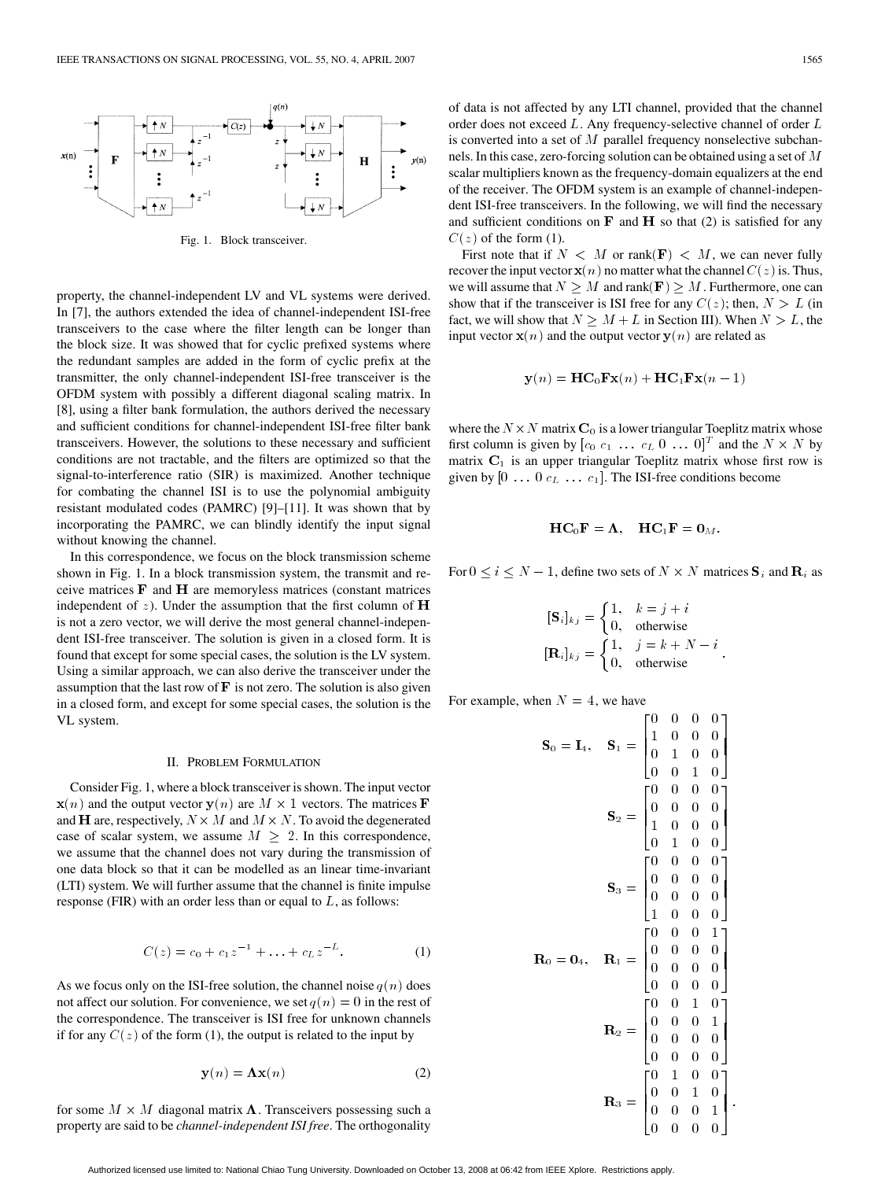Fig. 1. Block transceiver.

property, the channel-independent LV and VL systems were derived. In [7], the authors extended the idea of channel-independent ISI-free transceivers to the case where the filter length can be longer than the block size. It was showed that for cyclic prefixed systems where the redundant samples are added in the form of cyclic prefix at the transmitter, the only channel-independent ISI-free transceiver is the OFDM system with possibly a different diagonal scaling matrix. In [8], using a filter bank formulation, the authors derived the necessary and sufficient conditions for channel-independent ISI-free filter bank transceivers. However, the solutions to these necessary and sufficient conditions are not tractable, and the filters are optimized so that the signal-to-interference ratio (SIR) is maximized. Another technique for combating the channel ISI is to use the polynomial ambiguity resistant modulated codes (PAMRC) [9]–[11]. It was shown that by incorporating the PAMRC, we can blindly identify the input signal without knowing the channel.

In this correspondence, we focus on the block transmission scheme shown in Fig. 1. In a block transmission system, the transmit and receive matrices $\mathbf{F}$ and $\mathbf{H}$ are memoryless matrices (constant matrices independent of $z$). Under the assumption that the first column of $\mathbf{H}$ is not a zero vector, we will derive the most general channel-independent ISI-free transceiver. The solution is given in a closed form. It is found that except for some special cases, the solution is the LV system. Using a similar approach, we can also derive the transceiver under the assumption that the last row of $\mathbf{F}$ is not zero. The solution is also given in a closed form, and except for some special cases, the solution is the VL system.

## II. Problem Formulation

Consider Fig. 1, where a block transceiver is shown. The input vector $\mathbf{x}(n)$ and the output vector $\mathbf{y}(n)$ are $M \times 1$ vectors. The matrices $\mathbf{F}$ and $\mathbf{H}$ are, respectively, $N \times M$ and $M \times N$. To avoid the degenerated case of scalar system, we assume $M \geq 2$. In this correspondence, we assume that the channel does not vary during the transmission of one data block so that it can be modelled as an linear time-invariant (LTI) system. We will further assume that the channel is finite impulse response (FIR) with an order less than or equal to $L$, as follows:

$$C(z) = c_0 + c_1 z^{-1} + \ldots + c_L z^{-L}. \tag{1}$$

As we focus only on the ISI-free solution, the channel noise $q(n)$ does not affect our solution. For convenience, we set $q(n) = 0$ in the rest of the correspondence. The transceiver is ISI free for unknown channels if for any $C(z)$ of the form (1), the output is related to the input by

$$\mathbf{y}(n) = \mathbf{\Lambda}\mathbf{x}(n) \tag{2}$$

for some $M \times M$ diagonal matrix $\mathbf{\Lambda}$. Transceivers possessing such a property are said to be *channel-independent ISI free*. The orthogonality of data is not affected by any LTI channel, provided that the channel order does not exceed $L$. Any frequency-selective channel of order $L$ is converted into a set of $M$ parallel frequency nonselective subchannels. In this case, zero-forcing solution can be obtained using a set of $M$ scalar multipliers known as the frequency-domain equalizers at the end of the receiver. The OFDM system is an example of channel-independent ISI-free transceivers. In the following, we will find the necessary and sufficient conditions on $\mathbf{F}$ and $\mathbf{H}$ so that (2) is satisfied for any $C(z)$ of the form (1).

First note that if $N < M$ or $\text{rank}(\mathbf{F}) < M$, we can never fully recover the input vector $\mathbf{x}(n)$ no matter what the channel $C(z)$ is. Thus, we will assume that $N \geq M$ and $\text{rank}(\mathbf{F}) \geq M$. Furthermore, one can show that if the transceiver is ISI free for any $C(z)$; then, $N > L$ (in fact, we will show that $N \geq M + L$ in Section III). When $N > L$, the input vector $\mathbf{x}(n)$ and the output vector $\mathbf{y}(n)$ are related as

$$\mathbf{y}(n) = \mathbf{H}\mathbf{C}_0\mathbf{F}\mathbf{x}(n) + \mathbf{H}\mathbf{C}_1\mathbf{F}\mathbf{x}(n-1)$$

where the $N \times N$ matrix $\mathbf{C}_0$ is a lower triangular Toeplitz matrix whose first column is given by $[c_0\ c_1\ \ldots\ c_L\ 0\ \ldots\ 0]^T$ and the $N \times N$ by matrix $\mathbf{C}_1$ is an upper triangular Toeplitz matrix whose first row is given by $[0\ \ldots\ 0\ c_L\ \ldots\ c_1]$. The ISI-free conditions become

$$\mathbf{H}\mathbf{C}_0\mathbf{F} = \mathbf{\Lambda}, \quad \mathbf{H}\mathbf{C}_1\mathbf{F} = \mathbf{0}_M.$$

For $0 \leq i \leq N-1$, define two sets of $N \times N$ matrices $\mathbf{S}_i$ and $\mathbf{R}_i$ as

$$[\mathbf{S}_i]_{kj} = \begin{cases} 1, & k = j + i \\ 0, & \text{otherwise} \end{cases}$$

$$[\mathbf{R}_i]_{kj} = \begin{cases} 1, & j = k + N - i \\ 0, & \text{otherwise} \end{cases}.$$

For example, when $N = 4$, we have

$$\mathbf{S}_0 = \mathbf{I}_4, \quad \mathbf{S}_1 = \begin{bmatrix} 0 & 0 & 0 & 0 \\ 1 & 0 & 0 & 0 \\ 0 & 1 & 0 & 0 \\ 0 & 0 & 1 & 0 \end{bmatrix}$$

$$\mathbf{S}_2 = \begin{bmatrix} 0 & 0 & 0 & 0 \\ 0 & 0 & 0 & 0 \\ 1 & 0 & 0 & 0 \\ 0 & 1 & 0 & 0 \end{bmatrix}$$

$$\mathbf{S}_3 = \begin{bmatrix} 0 & 0 & 0 & 0 \\ 0 & 0 & 0 & 0 \\ 0 & 0 & 0 & 0 \\ 1 & 0 & 0 & 0 \end{bmatrix}$$

$$\mathbf{R}_0 = \mathbf{0}_4, \quad \mathbf{R}_1 = \begin{bmatrix} 0 & 0 & 0 & 1 \\ 0 & 0 & 0 & 0 \\ 0 & 0 & 0 & 0 \\ 0 & 0 & 0 & 0 \end{bmatrix}$$

$$\mathbf{R}_2 = \begin{bmatrix} 0 & 0 & 1 & 0 \\ 0 & 0 & 0 & 1 \\ 0 & 0 & 0 & 0 \\ 0 & 0 & 0 & 0 \end{bmatrix}$$

$$\mathbf{R}_3 = \begin{bmatrix} 0 & 1 & 0 & 0 \\ 0 & 0 & 1 & 0 \\ 0 & 0 & 0 & 1 \\ 0 & 0 & 0 & 0 \end{bmatrix}.$$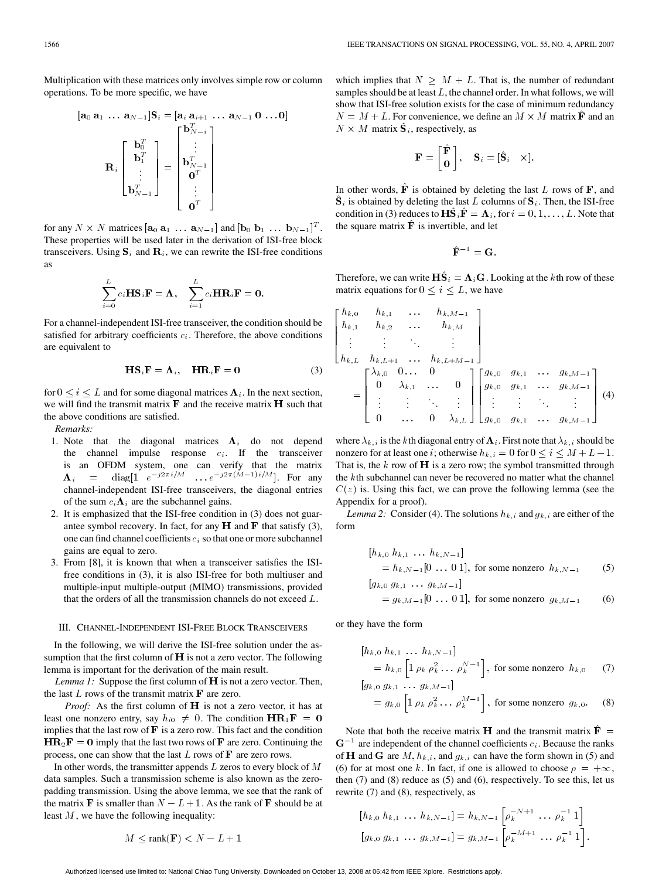Multiplication with these matrices only involves simple row or column operations. To be more specific, we have

$$[\mathbf{a}_0\ \mathbf{a}_1\ \ldots\ \mathbf{a}_{N-1}]\mathbf{S}_i = [\mathbf{a}_i\ \mathbf{a}_{i+1}\ \ldots\ \mathbf{a}_{N-1}\ \mathbf{0}\ \ldots \mathbf{0}]$$

$$\mathbf{R}_i \begin{bmatrix} \mathbf{b}_0^T \\ \mathbf{b}_1^T \\ \vdots \\ \mathbf{b}_{N-1}^T \end{bmatrix} = \begin{bmatrix} \mathbf{b}_{N-i}^T \\ \vdots \\ \mathbf{b}_{N-1}^T \\ \mathbf{0}^T \\ \vdots \\ \mathbf{0}^T \end{bmatrix}$$

for any $N \times N$ matrices $[\mathbf{a}_0\ \mathbf{a}_1\ \ldots\ \mathbf{a}_{N-1}]$ and $[\mathbf{b}_0\ \mathbf{b}_1\ \ldots\ \mathbf{b}_{N-1}]^T$. These properties will be used later in the derivation of ISI-free block transceivers. Using $\mathbf{S}_i$ and $\mathbf{R}_i$, we can rewrite the ISI-free conditions as

$$\sum_{i=0}^{L} c_i \mathbf{H}\mathbf{S}_i\mathbf{F} = \mathbf{\Lambda}, \quad \sum_{i=1}^{L} c_i \mathbf{H}\mathbf{R}_i\mathbf{F} = \mathbf{0}.$$

For a channel-independent ISI-free transceiver, the condition should be satisfied for arbitrary coefficients $c_i$. Therefore, the above conditions are equivalent to

$$\mathbf{H}\mathbf{S}_i\mathbf{F} = \mathbf{\Lambda}_i, \quad \mathbf{H}\mathbf{R}_i\mathbf{F} = \mathbf{0} \tag{3}$$

for $0 \leq i \leq L$ and for some diagonal matrices $\mathbf{\Lambda}_i$. In the next section, we will find the transmit matrix $\mathbf{F}$ and the receive matrix $\mathbf{H}$ such that the above conditions are satisfied.

*Remarks:*

1. Note that the diagonal matrices $\mathbf{\Lambda}_i$ do not depend the channel impulse response $c_i$. If the transceiver is an OFDM system, one can verify that the matrix $\mathbf{\Lambda}_i = \text{diag}[1\ \ e^{-j2\pi i/M}\ \ \ldots e^{-j2\pi(M-1)i/M}]$. For any channel-independent ISI-free transceivers, the diagonal entries of the sum $c_i\mathbf{\Lambda}_i$ are the subchannel gains.
2. It is emphasized that the ISI-free condition in (3) does not guarantee symbol recovery. In fact, for any $\mathbf{H}$ and $\mathbf{F}$ that satisfy (3), one can find channel coefficients $c_i$ so that one or more subchannel gains are equal to zero.
3. From [8], it is known that when a transceiver satisfies the ISI-free conditions in (3), it is also ISI-free for both multiuser and multiple-input multiple-output (MIMO) transmissions, provided that the orders of all the transmission channels do not exceed $L$.

## III. Channel-Independent ISI-Free Block Transceivers

In the following, we will derive the ISI-free solution under the assumption that the first column of $\mathbf{H}$ is not a zero vector. The following lemma is important for the derivation of the main result.

*Lemma 1:* Suppose the first column of $\mathbf{H}$ is not a zero vector. Then, the last $L$ rows of the transmit matrix $\mathbf{F}$ are zero.

*Proof:* As the first column of $\mathbf{H}$ is not a zero vector, it has at least one nonzero entry, say $h_{i0} \neq 0$. The condition $\mathbf{H}\mathbf{R}_1\mathbf{F} = \mathbf{0}$ implies that the last row of $\mathbf{F}$ is a zero row. This fact and the condition $\mathbf{H}\mathbf{R}_2\mathbf{F} = \mathbf{0}$ imply that the last two rows of $\mathbf{F}$ are zero. Continuing the process, one can show that the last $L$ rows of $\mathbf{F}$ are zero rows.

In other words, the transmitter appends $L$ zeros to every block of $M$ data samples. Such a transmission scheme is also known as the zero-padding transmission. Using the above lemma, we see that the rank of the matrix $\mathbf{F}$ is smaller than $N - L + 1$. As the rank of $\mathbf{F}$ should be at least $M$, we have the following inequality:

$$M \leq \text{rank}(\mathbf{F}) < N - L + 1$$

which implies that $N \geq M + L$. That is, the number of redundant samples should be at least $L$, the channel order. In what follows, we will show that ISI-free solution exists for the case of minimum redundancy $N = M + L$. For convenience, we define an $M \times M$ matrix $\hat{\mathbf{F}}$ and an $N \times M$ matrix $\hat{\mathbf{S}}_i$, respectively, as

$$\mathbf{F} = \begin{bmatrix} \hat{\mathbf{F}} \\ \mathbf{0} \end{bmatrix}, \quad \mathbf{S}_i = [\hat{\mathbf{S}}_i \quad \times].$$

In other words, $\hat{\mathbf{F}}$ is obtained by deleting the last $L$ rows of $\mathbf{F}$, and $\hat{\mathbf{S}}_i$ is obtained by deleting the last $L$ columns of $\mathbf{S}_i$. Then, the ISI-free condition in (3) reduces to $\mathbf{H}\hat{\mathbf{S}}_i\hat{\mathbf{F}} = \mathbf{\Lambda}_i$, for $i = 0, 1, \ldots, L$. Note that the square matrix $\hat{\mathbf{F}}$ is invertible, and let

$$\hat{\mathbf{F}}^{-1} = \mathbf{G}.$$

Therefore, we can write $\mathbf{H}\hat{\mathbf{S}}_i = \mathbf{\Lambda}_i\mathbf{G}$. Looking at the $k$th row of these matrix equations for $0 \leq i \leq L$, we have

$$\begin{bmatrix} h_{k,0} & h_{k,1} & \ldots & h_{k,M-1} \\ h_{k,1} & h_{k,2} & \ldots & h_{k,M} \\ \vdots & \vdots & \ddots & \vdots \\ h_{k,L} & h_{k,L+1} & \ldots & h_{k,L+M-1} \end{bmatrix} = \begin{bmatrix} \lambda_{k,0} & 0 \ldots & 0 \\ 0 & \lambda_{k,1} & \ldots & 0 \\ \vdots & \vdots & \ddots & \vdots \\ 0 & \ldots & 0 & \lambda_{k,L} \end{bmatrix} \begin{bmatrix} g_{k,0} & g_{k,1} & \ldots & g_{k,M-1} \\ g_{k,0} & g_{k,1} & \ldots & g_{k,M-1} \\ \vdots & \vdots & \ddots & \vdots \\ g_{k,0} & g_{k,1} & \ldots & g_{k,M-1} \end{bmatrix} \tag{4}$$

where $\lambda_{k,i}$ is the $k$th diagonal entry of $\mathbf{\Lambda}_i$. First note that $\lambda_{k,i}$ should be nonzero for at least one $i$; otherwise $h_{k,i} = 0$ for $0 \leq i \leq M + L - 1$. That is, the $k$ row of $\mathbf{H}$ is a zero row; the symbol transmitted through the $k$th subchannel can never be recovered no matter what the channel $C(z)$ is. Using this fact, we can prove the following lemma (see the Appendix for a proof).

*Lemma 2:* Consider (4). The solutions $h_{k,i}$ and $g_{k,i}$ are either of the form

$$[h_{k,0}\ h_{k,1}\ \ldots\ h_{k,N-1}] = h_{k,N-1}[0\ \ldots\ 0\ 1], \text{ for some nonzero } h_{k,N-1} \tag{5}$$

$$[g_{k,0}\ g_{k,1}\ \ldots\ g_{k,M-1}] = g_{k,M-1}[0\ \ldots\ 0\ 1], \text{ for some nonzero } g_{k,M-1} \tag{6}$$

or they have the form

$$[h_{k,0}\ h_{k,1}\ \ldots\ h_{k,N-1}] = h_{k,0}\left[1\ \rho_k\ \rho_k^2 \ldots\ \rho_k^{N-1}\right], \text{ for some nonzero } h_{k,0} \tag{7}$$

$$[g_{k,0}\ g_{k,1}\ \ldots\ g_{k,M-1}] = g_{k,0}\left[1\ \rho_k\ \rho_k^2 \ldots\ \rho_k^{M-1}\right], \text{ for some nonzero } g_{k,0}. \tag{8}$$

Note that both the receive matrix $\mathbf{H}$ and the transmit matrix $\hat{\mathbf{F}} = \mathbf{G}^{-1}$ are independent of the channel coefficients $c_i$. Because the ranks of $\mathbf{H}$ and $\mathbf{G}$ are $M$, $h_{k,i}$, and $g_{k,i}$ can have the form shown in (5) and (6) for at most one $k$. In fact, if one is allowed to choose $\rho = +\infty$, then (7) and (8) reduce as (5) and (6), respectively. To see this, let us rewrite (7) and (8), respectively, as

$$[h_{k,0}\ h_{k,1}\ \ldots\ h_{k,N-1}] = h_{k,N-1}\left[\rho_k^{-N+1}\ \ldots\ \rho_k^{-1}\ 1\right]$$

$$[g_{k,0}\ g_{k,1}\ \ldots\ g_{k,M-1}] = g_{k,M-1}\left[\rho_k^{-M+1}\ \ldots\ \rho_k^{-1}\ 1\right].$$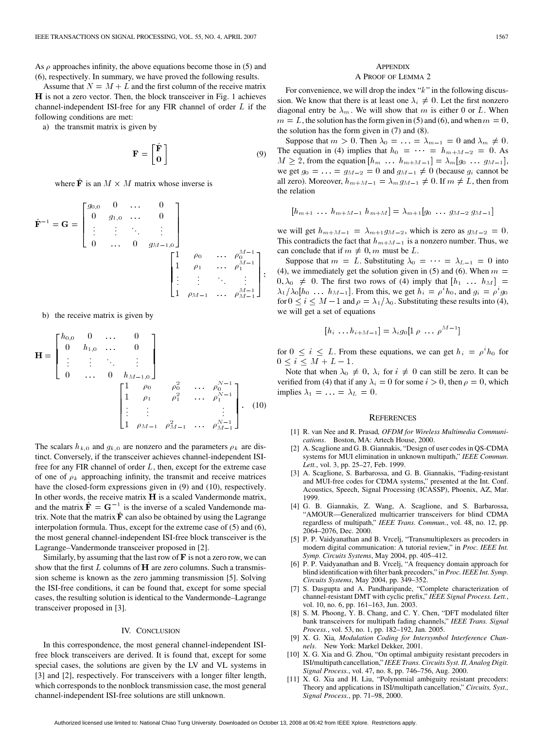As $\rho$ approaches infinity, the above equations become those in (5) and (6), respectively. In summary, we have proved the following results.

Assume that $N = M + L$ and the first column of the receive matrix $\mathbf{H}$ is not a zero vector. Then, the block transceiver in Fig. 1 achieves channel-independent ISI-free for any FIR channel of order $L$ if the following conditions are met:

a) the transmit matrix is given by

$$\mathbf{F} = \begin{bmatrix} \hat{\mathbf{F}} \\ \mathbf{0} \end{bmatrix} \tag{9}$$

where $\hat{\mathbf{F}}$ is an $M \times M$ matrix whose inverse is

$$\hat{\mathbf{F}}^{-1} = \mathbf{G} = \begin{bmatrix} g_{0,0} & 0 & \dots & 0 \\ 0 & g_{1,0} & \dots & 0 \\ \vdots & \vdots & \ddots & \vdots \\ 0 & \dots & 0 & g_{M-1,0} \end{bmatrix} \begin{bmatrix} 1 & \rho_0 & \dots & \rho_0^{M-1} \\ 1 & \rho_1 & \dots & \rho_1^{M-1} \\ \vdots & \vdots & \ddots & \vdots \\ 1 & \rho_{M-1} & \dots & \rho_{M-1}^{M-1} \end{bmatrix};$$

b) the receive matrix is given by

$$\mathbf{H} = \begin{bmatrix} h_{0,0} & 0 & \dots & 0 \\ 0 & h_{1,0} & \dots & 0 \\ \vdots & \vdots & \ddots & \vdots \\ 0 & \dots & 0 & h_{M-1,0} \end{bmatrix} \begin{bmatrix} 1 & \rho_0 & \rho_0^2 & \dots & \rho_0^{N-1} \\ 1 & \rho_1 & \rho_1^2 & \dots & \rho_1^{N-1} \\ \vdots & \vdots & & & \vdots \\ 1 & \rho_{M-1} & \rho_{M-1}^2 & \dots & \rho_{M-1}^{N-1} \end{bmatrix}. \tag{10}$$

The scalars $h_{k,0}$ and $g_{k,0}$ are nonzero and the parameters $\rho_k$ are distinct. Conversely, if the transceiver achieves channel-independent ISI-free for any FIR channel of order $L$, then, except for the extreme case of one of $\rho_k$ approaching infinity, the transmit and receive matrices have the closed-form expressions given in (9) and (10), respectively. In other words, the receive matrix $\mathbf{H}$ is a scaled Vandermonde matrix, and the matrix $\hat{\mathbf{F}} = \mathbf{G}^{-1}$ is the inverse of a scaled Vandemonde matrix. Note that the matrix $\hat{\mathbf{F}}$ can also be obtained by using the Lagrange interpolation formula. Thus, except for the extreme case of (5) and (6), the most general channel-independent ISI-free block transceiver is the Lagrange–Vandermonde transceiver proposed in [2].

Similarly, by assuming that the last row of $\mathbf{F}$ is not a zero row, we can show that the first $L$ columns of $\mathbf{H}$ are zero columns. Such a transmission scheme is known as the zero jamming transmission [5]. Solving the ISI-free conditions, it can be found that, except for some special cases, the resulting solution is identical to the Vandermonde–Lagrange transceiver proposed in [3].

## IV. Conclusion

In this correspondence, the most general channel-independent ISI-free block transceivers are derived. It is found that, except for some special cases, the solutions are given by the LV and VL systems in [3] and [2], respectively. For transceivers with a longer filter length, which corresponds to the nonblock transmission case, the most general channel-independent ISI-free solutions are still unknown.

## Appendix
## A Proof of Lemma 2

For convenience, we will drop the index "$k$" in the following discussion. We know that there is at least one $\lambda_i \neq 0$. Let the first nonzero diagonal entry be $\lambda_m$. We will show that $m$ is either 0 or $L$. When $m = L$, the solution has the form given in (5) and (6), and when $m = 0$, the solution has the form given in (7) and (8).

Suppose that $m > 0$. Then $\lambda_0 = \ldots = \lambda_{m-1} = 0$ and $\lambda_m \neq 0$. The equation in (4) implies that $h_0 = \cdots = h_{m+M-2} = 0$. As $M \geq 2$, from the equation $[h_m \ \ldots \ h_{m+M-1}] = \lambda_m [g_0 \ \ldots \ g_{M-1}]$, we get $g_0 = \ldots = g_{M-2} = 0$ and $g_{M-1} \neq 0$ (because $g_i$ cannot be all zero). Moreover, $h_{m+M-1} = \lambda_m g_{M-1} \neq 0$. If $m \neq L$, then from the relation

$$[h_{m+1} \ \ldots \ h_{m+M-1} \ h_{m+M}] = \lambda_{m+1} [g_0 \ \ldots \ g_{M-2} \ g_{M-1}]$$

we will get $h_{m+M-1} = \lambda_{m+1} g_{M-2}$, which is zero as $g_{M-2} = 0$. This contradicts the fact that $h_{m+M-1}$ is a nonzero number. Thus, we can conclude that if $m \neq 0$, $m$ must be $L$.

Suppose that $m = L$. Substituting $\lambda_0 = \cdots = \lambda_{L-1} = 0$ into (4), we immediately get the solution given in (5) and (6). When $m = 0, \lambda_0 \neq 0$. The first two rows of (4) imply that $[h_1 \ \ldots \ h_M] = \lambda_1/\lambda_0 [h_0 \ \ldots \ h_{M-1}]$. From this, we get $h_i = \rho^i h_0$, and $g_i = \rho^i g_0$ for $0 \leq i \leq M-1$ and $\rho = \lambda_1/\lambda_0$. Substituting these results into (4), we will get a set of equations

$$[h_i \ \ldots h_{i+M-1}] = \lambda_i g_0 [1 \ \rho \ \ldots \ \rho^{M-1}]$$

for $0 \leq i \leq L$. From these equations, we can get $h_i = \rho^i h_0$ for $0 \leq i \leq M + L - 1$.

Note that when $\lambda_0 \neq 0$, $\lambda_i$ for $i \neq 0$ can still be zero. It can be verified from (4) that if any $\lambda_i = 0$ for some $i > 0$, then $\rho = 0$, which implies $\lambda_1 = \ldots = \lambda_L = 0$.

## References

[1] R. van Nee and R. Prasad, *OFDM for Wireless Multimedia Communications*. Boston, MA: Artech House, 2000.

[2] A. Scaglione and G. B. Giannakis, "Design of user codes in QS-CDMA systems for MUI elimination in unknown multipath," *IEEE Commun. Lett.*, vol. 3, pp. 25–27, Feb. 1999.

[3] A. Scaglione, S. Barbarossa, and G. B. Giannakis, "Fading-resistant and MUI-free codes for CDMA systems," presented at the Int. Conf. Acoustics, Speech, Signal Processing (ICASSP), Phoenix, AZ, Mar. 1999.

[4] G. B. Giannakis, Z. Wang, A. Scaglione, and S. Barbarossa, "AMOUR—Generalized multicarrier transceivers for blind CDMA regardless of multipath," *IEEE Trans. Commun.*, vol. 48, no. 12, pp. 2064–2076, Dec. 2000.

[5] P. P. Vaidyanathan and B. Vrcelj, "Transmultiplexers as precoders in modern digital communication: A tutorial review," in *Proc. IEEE Int. Symp. Circuits Systems*, May 2004, pp. 405–412.

[6] P. P. Vaidyanathan and B. Vrcelj, "A frequency domain approach for blind identification with filter bank precoders," in *Proc. IEEE Int. Symp. Circuits Systems*, May 2004, pp. 349–352.

[7] S. Dasgupta and A. Pandharipande, "Complete characterization of channel-resistant DMT with cyclic prefix," *IEEE Signal Process. Lett.*, vol. 10, no. 6, pp. 161–163, Jun. 2003.

[8] S. M. Phoong, Y. B. Chang, and C. Y. Chen, "DFT modulated filter bank transceivers for multipath fading channels," *IEEE Trans. Signal Process.*, vol. 53, no. 1, pp. 182–192, Jan. 2005.

[9] X. G. Xia, *Modulation Coding for Intersymbol Interference Channels*. New York: Markel Dekker, 2001.

[10] X. G. Xia and G. Zhou, "On optimal ambiguity resistant precoders in ISI/multipath cancellation," *IEEE Trans. Circuits Syst. II, Analog Digit. Signal Process.*, vol. 47, no. 8, pp. 746–756, Aug. 2000.

[11] X. G. Xia and H. Liu, "Polynomial ambiguity resistant precoders: Theory and applications in ISI/multipath cancellation," *Circuits, Syst., Signal Process.*, pp. 71–98, 2000.